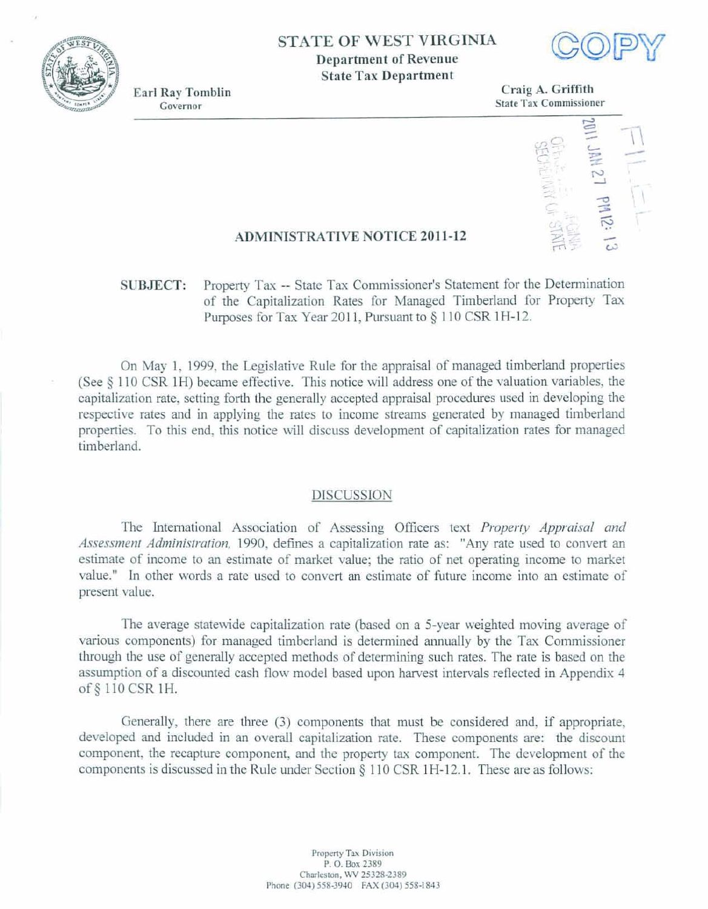STATE OF WEST VIRGINIA
**Department of Revenue**
**State Tax Department**

COPY

**Earl Ray Tomblin**
Governor

**Craig A. Griffith**
State Tax Commissioner

FILED
2011 JAN 27 PM 12: 13
OFFICE WEST VIRGINIA SECRETARY OF STATE

## ADMINISTRATIVE NOTICE 2011-12

**SUBJECT:** Property Tax -- State Tax Commissioner's Statement for the Determination of the Capitalization Rates for Managed Timberland for Property Tax Purposes for Tax Year 2011, Pursuant to § 110 CSR 1H-12.

On May 1, 1999, the Legislative Rule for the appraisal of managed timberland properties (See § 110 CSR 1H) became effective. This notice will address one of the valuation variables, the capitalization rate, setting forth the generally accepted appraisal procedures used in developing the respective rates and in applying the rates to income streams generated by managed timberland properties. To this end, this notice will discuss development of capitalization rates for managed timberland.

### DISCUSSION

The International Association of Assessing Officers text *Property Appraisal and Assessment Administration*, 1990, defines a capitalization rate as: "Any rate used to convert an estimate of income to an estimate of market value; the ratio of net operating income to market value." In other words a rate used to convert an estimate of future income into an estimate of present value.

The average statewide capitalization rate (based on a 5-year weighted moving average of various components) for managed timberland is determined annually by the Tax Commissioner through the use of generally accepted methods of determining such rates. The rate is based on the assumption of a discounted cash flow model based upon harvest intervals reflected in Appendix 4 of § 110 CSR 1H.

Generally, there are three (3) components that must be considered and, if appropriate, developed and included in an overall capitalization rate. These components are: the discount component, the recapture component, and the property tax component. The development of the components is discussed in the Rule under Section § 110 CSR 1H-12.1. These are as follows:

Property Tax Division
P. O. Box 2389
Charleston, WV 25328-2389
Phone (304) 558-3940 FAX (304) 558-1843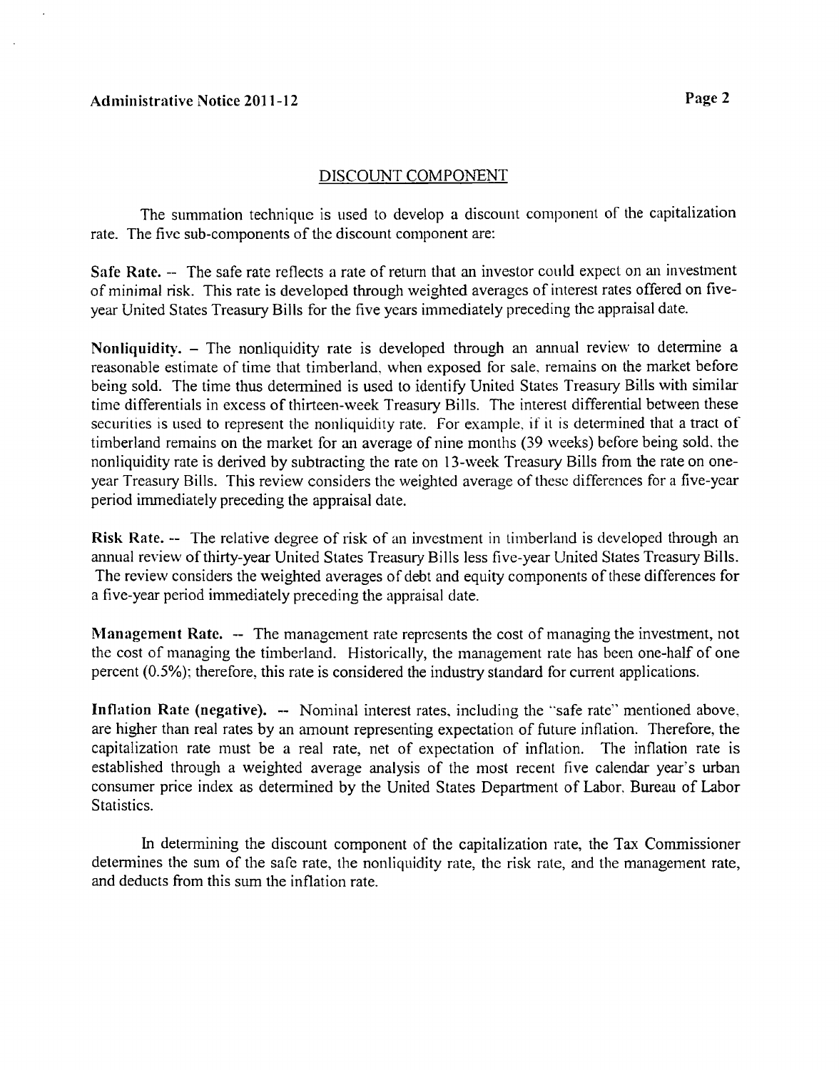## DISCOUNT COMPONENT

The summation technique is used to develop a discount component of the capitalization rate. The five sub-components of the discount component are:

**Safe Rate.** -- The safe rate reflects a rate of return that an investor could expect on an investment of minimal risk. This rate is developed through weighted averages of interest rates offered on five-year United States Treasury Bills for the five years immediately preceding the appraisal date.

**Nonliquidity.** – The nonliquidity rate is developed through an annual review to determine a reasonable estimate of time that timberland, when exposed for sale, remains on the market before being sold. The time thus determined is used to identify United States Treasury Bills with similar time differentials in excess of thirteen-week Treasury Bills. The interest differential between these securities is used to represent the nonliquidity rate. For example, if it is determined that a tract of timberland remains on the market for an average of nine months (39 weeks) before being sold, the nonliquidity rate is derived by subtracting the rate on 13-week Treasury Bills from the rate on one-year Treasury Bills. This review considers the weighted average of these differences for a five-year period immediately preceding the appraisal date.

**Risk Rate.** -- The relative degree of risk of an investment in timberland is developed through an annual review of thirty-year United States Treasury Bills less five-year United States Treasury Bills. The review considers the weighted averages of debt and equity components of these differences for a five-year period immediately preceding the appraisal date.

**Management Rate.** -- The management rate represents the cost of managing the investment, not the cost of managing the timberland. Historically, the management rate has been one-half of one percent (0.5%); therefore, this rate is considered the industry standard for current applications.

**Inflation Rate (negative).** -- Nominal interest rates, including the "safe rate" mentioned above, are higher than real rates by an amount representing expectation of future inflation. Therefore, the capitalization rate must be a real rate, net of expectation of inflation. The inflation rate is established through a weighted average analysis of the most recent five calendar year's urban consumer price index as determined by the United States Department of Labor, Bureau of Labor Statistics.

In determining the discount component of the capitalization rate, the Tax Commissioner determines the sum of the safe rate, the nonliquidity rate, the risk rate, and the management rate, and deducts from this sum the inflation rate.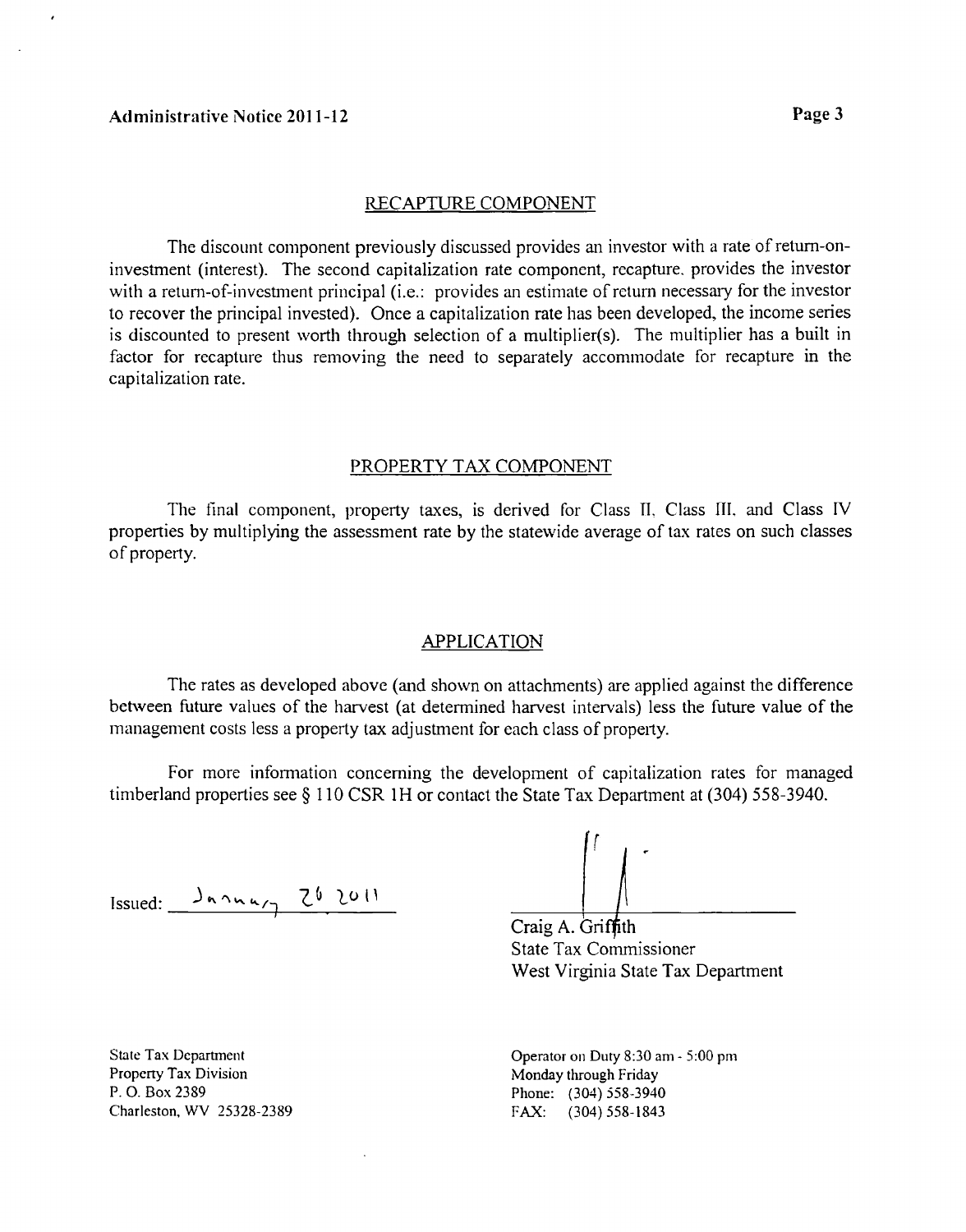## RECAPTURE COMPONENT

The discount component previously discussed provides an investor with a rate of return-on-investment (interest). The second capitalization rate component, recapture, provides the investor with a return-of-investment principal (i.e.: provides an estimate of return necessary for the investor to recover the principal invested). Once a capitalization rate has been developed, the income series is discounted to present worth through selection of a multiplier(s). The multiplier has a built in factor for recapture thus removing the need to separately accommodate for recapture in the capitalization rate.

## PROPERTY TAX COMPONENT

The final component, property taxes, is derived for Class II, Class III, and Class IV properties by multiplying the assessment rate by the statewide average of tax rates on such classes of property.

## APPLICATION

The rates as developed above (and shown on attachments) are applied against the difference between future values of the harvest (at determined harvest intervals) less the future value of the management costs less a property tax adjustment for each class of property.

For more information concerning the development of capitalization rates for managed timberland properties see § 110 CSR 1H or contact the State Tax Department at (304) 558-3940.

Issued: January 26 2011

Craig A. Griffith
State Tax Commissioner
West Virginia State Tax Department

State Tax Department
Property Tax Division
P. O. Box 2389
Charleston, WV 25328-2389

Operator on Duty 8:30 am - 5:00 pm
Monday through Friday
Phone: (304) 558-3940
FAX: (304) 558-1843